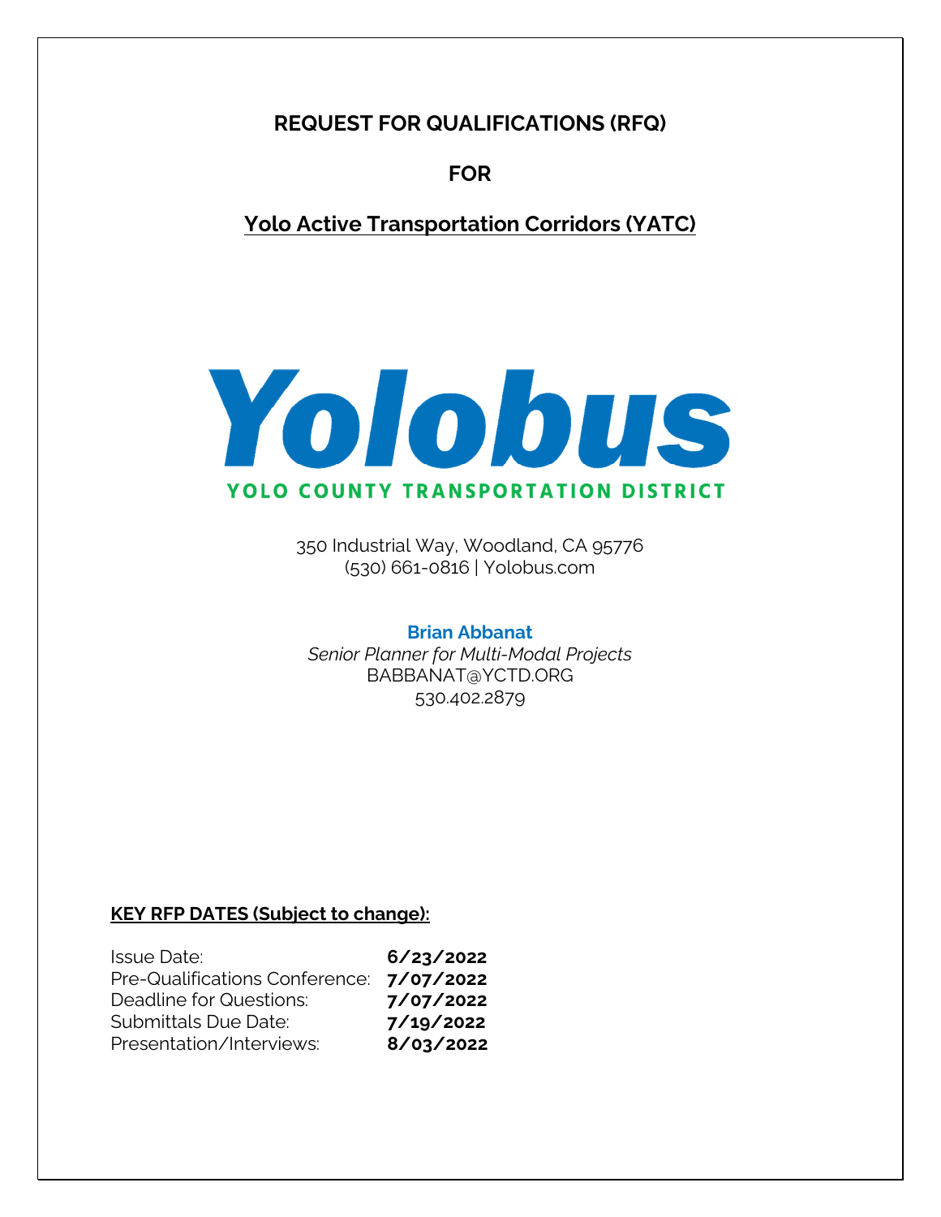# REQUEST FOR QUALIFICATIONS (RFQ)

## FOR

## Yolo Active Transportation Corridors (YATC)

**Yolobus**

**YOLO COUNTY TRANSPORTATION DISTRICT**

350 Industrial Way, Woodland, CA 95776
(530) 661-0816 | Yolobus.com

**Brian Abbanat**
*Senior Planner for Multi-Modal Projects*
BABBANAT@YCTD.ORG
530.402.2879

**KEY RFP DATES (Subject to change):**

| | |
|---|---|
| Issue Date: | **6/23/2022** |
| Pre-Qualifications Conference: | **7/07/2022** |
| Deadline for Questions: | **7/07/2022** |
| Submittals Due Date: | **7/19/2022** |
| Presentation/Interviews: | **8/03/2022** |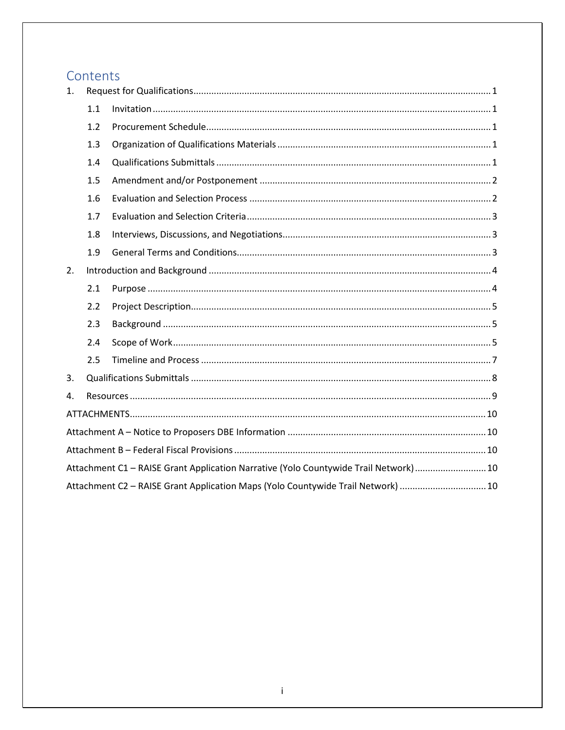# Contents

1. Request for Qualifications ........ 1
   - 1.1 Invitation ........ 1
   - 1.2 Procurement Schedule ........ 1
   - 1.3 Organization of Qualifications Materials ........ 1
   - 1.4 Qualifications Submittals ........ 1
   - 1.5 Amendment and/or Postponement ........ 2
   - 1.6 Evaluation and Selection Process ........ 2
   - 1.7 Evaluation and Selection Criteria ........ 3
   - 1.8 Interviews, Discussions, and Negotiations ........ 3
   - 1.9 General Terms and Conditions ........ 3
2. Introduction and Background ........ 4
   - 2.1 Purpose ........ 4
   - 2.2 Project Description ........ 5
   - 2.3 Background ........ 5
   - 2.4 Scope of Work ........ 5
   - 2.5 Timeline and Process ........ 7
3. Qualifications Submittals ........ 8
4. Resources ........ 9

ATTACHMENTS ........ 10

Attachment A – Notice to Proposers DBE Information ........ 10

Attachment B – Federal Fiscal Provisions ........ 10

Attachment C1 – RAISE Grant Application Narrative (Yolo Countywide Trail Network) ........ 10

Attachment C2 – RAISE Grant Application Maps (Yolo Countywide Trail Network) ........ 10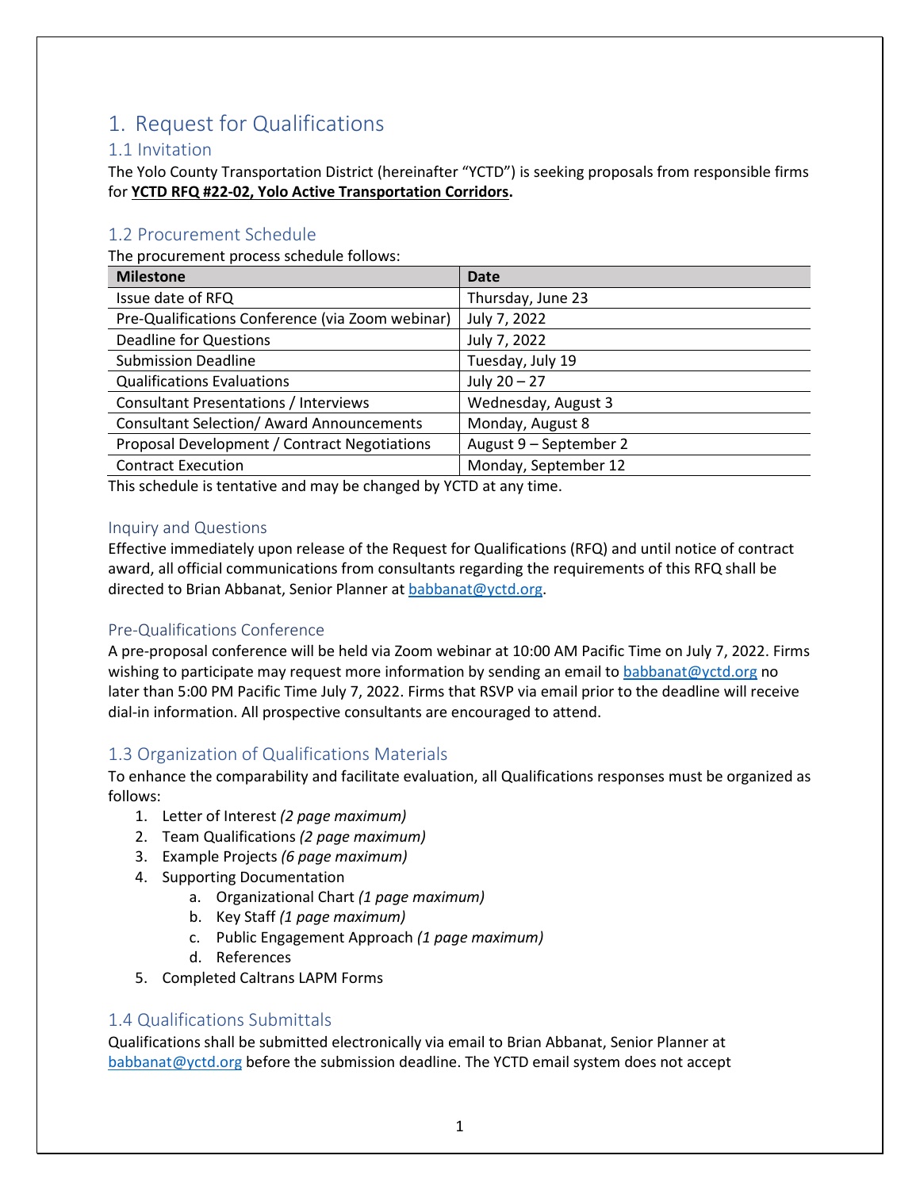# 1. Request for Qualifications

## 1.1 Invitation

The Yolo County Transportation District (hereinafter "YCTD") is seeking proposals from responsible firms for **YCTD RFQ #22-02, Yolo Active Transportation Corridors.**

## 1.2 Procurement Schedule

The procurement process schedule follows:

| Milestone | Date |
|---|---|
| Issue date of RFQ | Thursday, June 23 |
| Pre-Qualifications Conference (via Zoom webinar) | July 7, 2022 |
| Deadline for Questions | July 7, 2022 |
| Submission Deadline | Tuesday, July 19 |
| Qualifications Evaluations | July 20 – 27 |
| Consultant Presentations / Interviews | Wednesday, August 3 |
| Consultant Selection/ Award Announcements | Monday, August 8 |
| Proposal Development / Contract Negotiations | August 9 – September 2 |
| Contract Execution | Monday, September 12 |

This schedule is tentative and may be changed by YCTD at any time.

### Inquiry and Questions

Effective immediately upon release of the Request for Qualifications (RFQ) and until notice of contract award, all official communications from consultants regarding the requirements of this RFQ shall be directed to Brian Abbanat, Senior Planner at babbanat@yctd.org.

### Pre-Qualifications Conference

A pre-proposal conference will be held via Zoom webinar at 10:00 AM Pacific Time on July 7, 2022. Firms wishing to participate may request more information by sending an email to babbanat@yctd.org no later than 5:00 PM Pacific Time July 7, 2022. Firms that RSVP via email prior to the deadline will receive dial-in information. All prospective consultants are encouraged to attend.

## 1.3 Organization of Qualifications Materials

To enhance the comparability and facilitate evaluation, all Qualifications responses must be organized as follows:

1. Letter of Interest *(2 page maximum)*
2. Team Qualifications *(2 page maximum)*
3. Example Projects *(6 page maximum)*
4. Supporting Documentation
   a. Organizational Chart *(1 page maximum)*
   b. Key Staff *(1 page maximum)*
   c. Public Engagement Approach *(1 page maximum)*
   d. References
5. Completed Caltrans LAPM Forms

## 1.4 Qualifications Submittals

Qualifications shall be submitted electronically via email to Brian Abbanat, Senior Planner at babbanat@yctd.org before the submission deadline. The YCTD email system does not accept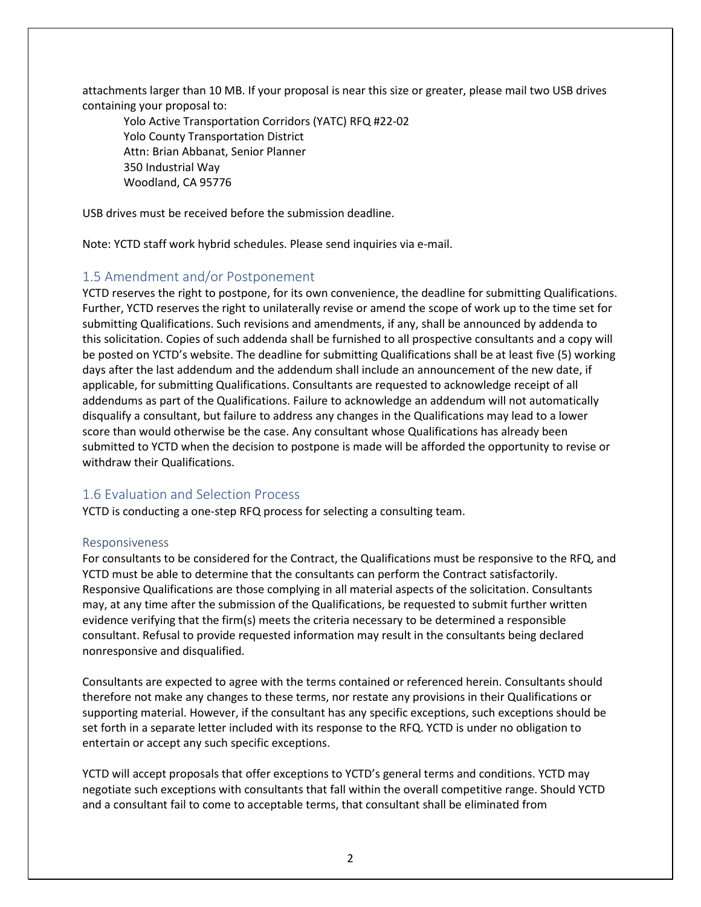attachments larger than 10 MB. If your proposal is near this size or greater, please mail two USB drives containing your proposal to:

> Yolo Active Transportation Corridors (YATC) RFQ #22-02
> Yolo County Transportation District
> Attn: Brian Abbanat, Senior Planner
> 350 Industrial Way
> Woodland, CA 95776

USB drives must be received before the submission deadline.

Note: YCTD staff work hybrid schedules. Please send inquiries via e-mail.

## 1.5 Amendment and/or Postponement

YCTD reserves the right to postpone, for its own convenience, the deadline for submitting Qualifications. Further, YCTD reserves the right to unilaterally revise or amend the scope of work up to the time set for submitting Qualifications. Such revisions and amendments, if any, shall be announced by addenda to this solicitation. Copies of such addenda shall be furnished to all prospective consultants and a copy will be posted on YCTD's website. The deadline for submitting Qualifications shall be at least five (5) working days after the last addendum and the addendum shall include an announcement of the new date, if applicable, for submitting Qualifications. Consultants are requested to acknowledge receipt of all addendums as part of the Qualifications. Failure to acknowledge an addendum will not automatically disqualify a consultant, but failure to address any changes in the Qualifications may lead to a lower score than would otherwise be the case. Any consultant whose Qualifications has already been submitted to YCTD when the decision to postpone is made will be afforded the opportunity to revise or withdraw their Qualifications.

## 1.6 Evaluation and Selection Process

YCTD is conducting a one-step RFQ process for selecting a consulting team.

### Responsiveness

For consultants to be considered for the Contract, the Qualifications must be responsive to the RFQ, and YCTD must be able to determine that the consultants can perform the Contract satisfactorily. Responsive Qualifications are those complying in all material aspects of the solicitation. Consultants may, at any time after the submission of the Qualifications, be requested to submit further written evidence verifying that the firm(s) meets the criteria necessary to be determined a responsible consultant. Refusal to provide requested information may result in the consultants being declared nonresponsive and disqualified.

Consultants are expected to agree with the terms contained or referenced herein. Consultants should therefore not make any changes to these terms, nor restate any provisions in their Qualifications or supporting material. However, if the consultant has any specific exceptions, such exceptions should be set forth in a separate letter included with its response to the RFQ. YCTD is under no obligation to entertain or accept any such specific exceptions.

YCTD will accept proposals that offer exceptions to YCTD's general terms and conditions. YCTD may negotiate such exceptions with consultants that fall within the overall competitive range. Should YCTD and a consultant fail to come to acceptable terms, that consultant shall be eliminated from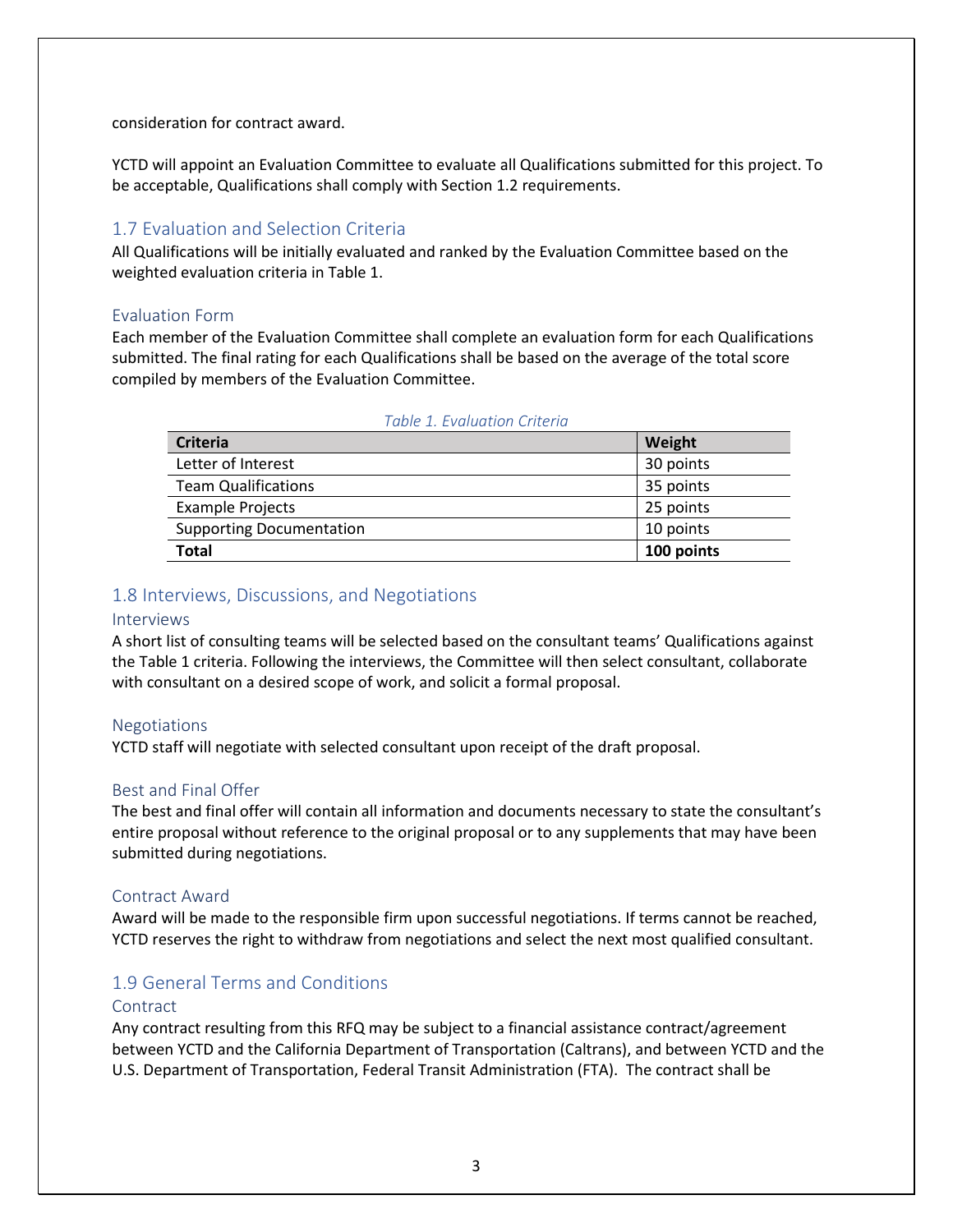consideration for contract award.

YCTD will appoint an Evaluation Committee to evaluate all Qualifications submitted for this project. To be acceptable, Qualifications shall comply with Section 1.2 requirements.

## 1.7 Evaluation and Selection Criteria

All Qualifications will be initially evaluated and ranked by the Evaluation Committee based on the weighted evaluation criteria in Table 1.

### Evaluation Form

Each member of the Evaluation Committee shall complete an evaluation form for each Qualifications submitted. The final rating for each Qualifications shall be based on the average of the total score compiled by members of the Evaluation Committee.

*Table 1. Evaluation Criteria*

| Criteria | Weight |
|---|---|
| Letter of Interest | 30 points |
| Team Qualifications | 35 points |
| Example Projects | 25 points |
| Supporting Documentation | 10 points |
| **Total** | **100 points** |

## 1.8 Interviews, Discussions, and Negotiations

### Interviews

A short list of consulting teams will be selected based on the consultant teams' Qualifications against the Table 1 criteria. Following the interviews, the Committee will then select consultant, collaborate with consultant on a desired scope of work, and solicit a formal proposal.

### Negotiations

YCTD staff will negotiate with selected consultant upon receipt of the draft proposal.

### Best and Final Offer

The best and final offer will contain all information and documents necessary to state the consultant's entire proposal without reference to the original proposal or to any supplements that may have been submitted during negotiations.

### Contract Award

Award will be made to the responsible firm upon successful negotiations. If terms cannot be reached, YCTD reserves the right to withdraw from negotiations and select the next most qualified consultant.

## 1.9 General Terms and Conditions

### Contract

Any contract resulting from this RFQ may be subject to a financial assistance contract/agreement between YCTD and the California Department of Transportation (Caltrans), and between YCTD and the U.S. Department of Transportation, Federal Transit Administration (FTA). The contract shall be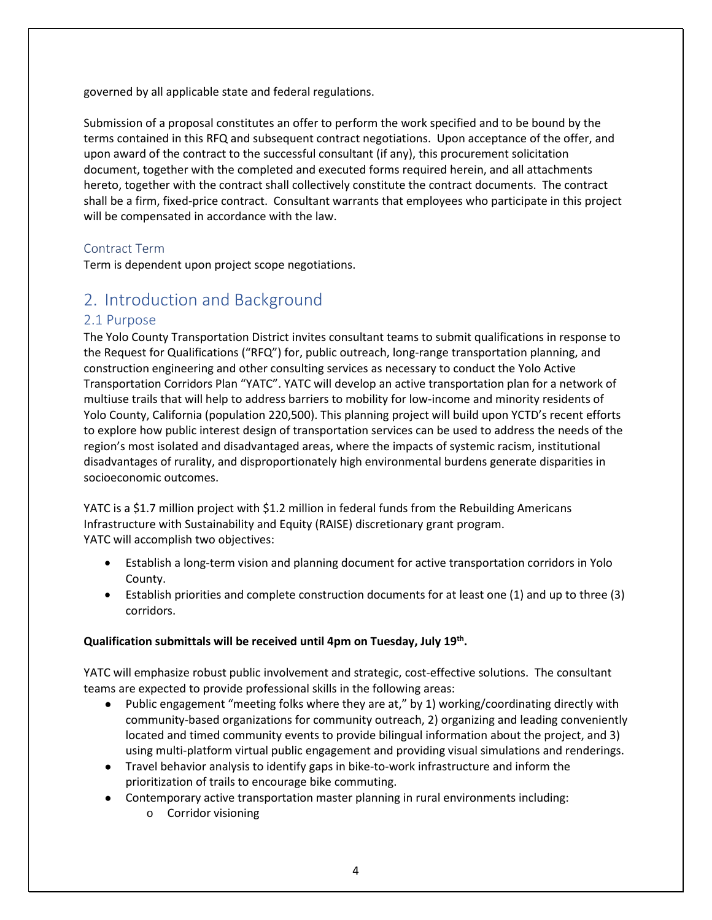governed by all applicable state and federal regulations.

Submission of a proposal constitutes an offer to perform the work specified and to be bound by the terms contained in this RFQ and subsequent contract negotiations. Upon acceptance of the offer, and upon award of the contract to the successful consultant (if any), this procurement solicitation document, together with the completed and executed forms required herein, and all attachments hereto, together with the contract shall collectively constitute the contract documents. The contract shall be a firm, fixed-price contract. Consultant warrants that employees who participate in this project will be compensated in accordance with the law.

### Contract Term

Term is dependent upon project scope negotiations.

## 2. Introduction and Background

### 2.1 Purpose

The Yolo County Transportation District invites consultant teams to submit qualifications in response to the Request for Qualifications ("RFQ") for, public outreach, long-range transportation planning, and construction engineering and other consulting services as necessary to conduct the Yolo Active Transportation Corridors Plan "YATC". YATC will develop an active transportation plan for a network of multiuse trails that will help to address barriers to mobility for low-income and minority residents of Yolo County, California (population 220,500). This planning project will build upon YCTD's recent efforts to explore how public interest design of transportation services can be used to address the needs of the region's most isolated and disadvantaged areas, where the impacts of systemic racism, institutional disadvantages of rurality, and disproportionately high environmental burdens generate disparities in socioeconomic outcomes.

YATC is a $1.7 million project with $1.2 million in federal funds from the Rebuilding Americans Infrastructure with Sustainability and Equity (RAISE) discretionary grant program.
YATC will accomplish two objectives:

- Establish a long-term vision and planning document for active transportation corridors in Yolo County.
- Establish priorities and complete construction documents for at least one (1) and up to three (3) corridors.

**Qualification submittals will be received until 4pm on Tuesday, July 19th.**

YATC will emphasize robust public involvement and strategic, cost-effective solutions. The consultant teams are expected to provide professional skills in the following areas:

- Public engagement "meeting folks where they are at," by 1) working/coordinating directly with community-based organizations for community outreach, 2) organizing and leading conveniently located and timed community events to provide bilingual information about the project, and 3) using multi-platform virtual public engagement and providing visual simulations and renderings.
- Travel behavior analysis to identify gaps in bike-to-work infrastructure and inform the prioritization of trails to encourage bike commuting.
- Contemporary active transportation master planning in rural environments including:
    - Corridor visioning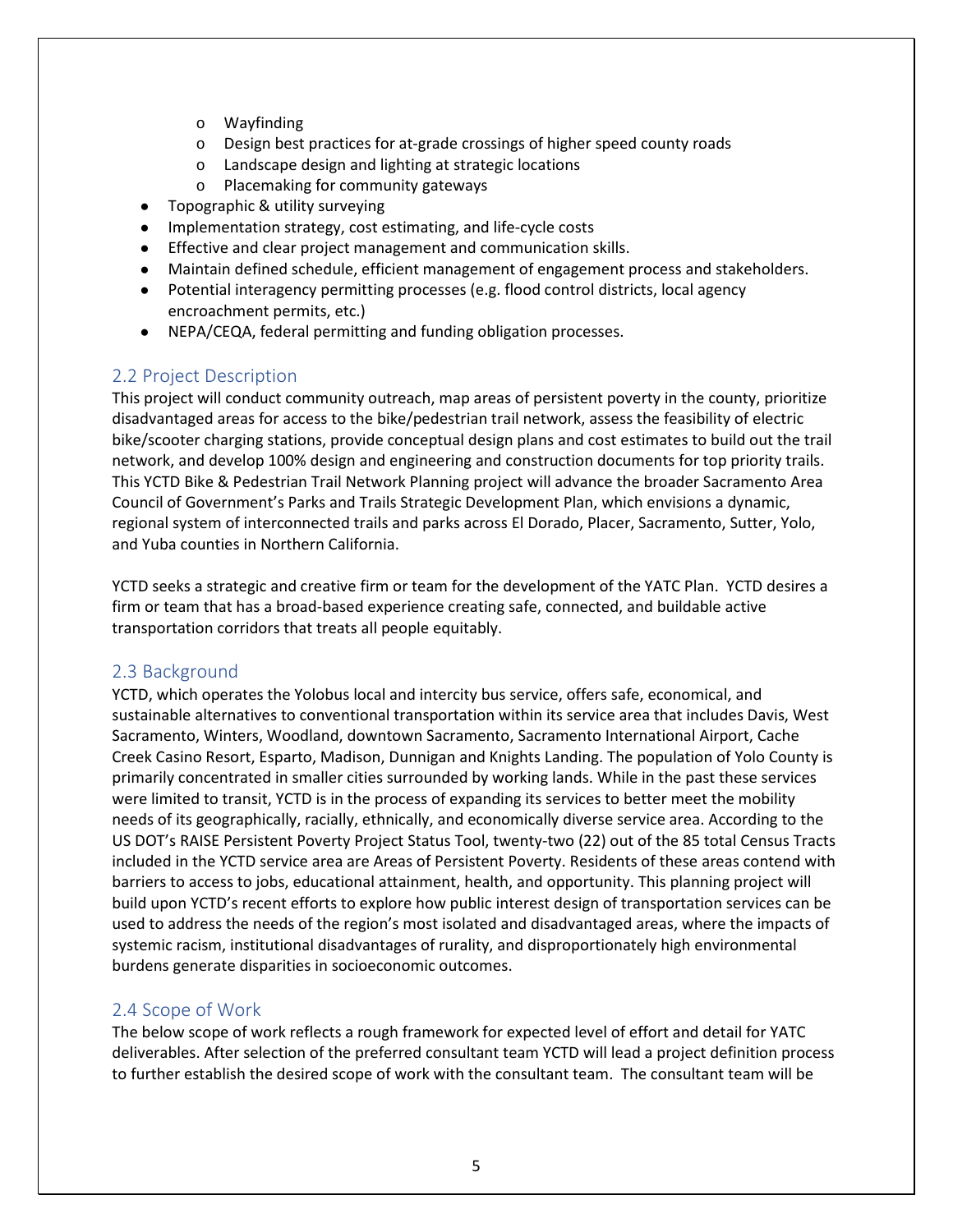- Wayfinding
  - Design best practices for at-grade crossings of higher speed county roads
  - Landscape design and lighting at strategic locations
  - Placemaking for community gateways
- Topographic & utility surveying
- Implementation strategy, cost estimating, and life-cycle costs
- Effective and clear project management and communication skills.
- Maintain defined schedule, efficient management of engagement process and stakeholders.
- Potential interagency permitting processes (e.g. flood control districts, local agency encroachment permits, etc.)
- NEPA/CEQA, federal permitting and funding obligation processes.

## 2.2 Project Description

This project will conduct community outreach, map areas of persistent poverty in the county, prioritize disadvantaged areas for access to the bike/pedestrian trail network, assess the feasibility of electric bike/scooter charging stations, provide conceptual design plans and cost estimates to build out the trail network, and develop 100% design and engineering and construction documents for top priority trails. This YCTD Bike & Pedestrian Trail Network Planning project will advance the broader Sacramento Area Council of Government's Parks and Trails Strategic Development Plan, which envisions a dynamic, regional system of interconnected trails and parks across El Dorado, Placer, Sacramento, Sutter, Yolo, and Yuba counties in Northern California.

YCTD seeks a strategic and creative firm or team for the development of the YATC Plan. YCTD desires a firm or team that has a broad-based experience creating safe, connected, and buildable active transportation corridors that treats all people equitably.

## 2.3 Background

YCTD, which operates the Yolobus local and intercity bus service, offers safe, economical, and sustainable alternatives to conventional transportation within its service area that includes Davis, West Sacramento, Winters, Woodland, downtown Sacramento, Sacramento International Airport, Cache Creek Casino Resort, Esparto, Madison, Dunnigan and Knights Landing. The population of Yolo County is primarily concentrated in smaller cities surrounded by working lands. While in the past these services were limited to transit, YCTD is in the process of expanding its services to better meet the mobility needs of its geographically, racially, ethnically, and economically diverse service area. According to the US DOT's RAISE Persistent Poverty Project Status Tool, twenty-two (22) out of the 85 total Census Tracts included in the YCTD service area are Areas of Persistent Poverty. Residents of these areas contend with barriers to access to jobs, educational attainment, health, and opportunity. This planning project will build upon YCTD's recent efforts to explore how public interest design of transportation services can be used to address the needs of the region's most isolated and disadvantaged areas, where the impacts of systemic racism, institutional disadvantages of rurality, and disproportionately high environmental burdens generate disparities in socioeconomic outcomes.

## 2.4 Scope of Work

The below scope of work reflects a rough framework for expected level of effort and detail for YATC deliverables. After selection of the preferred consultant team YCTD will lead a project definition process to further establish the desired scope of work with the consultant team. The consultant team will be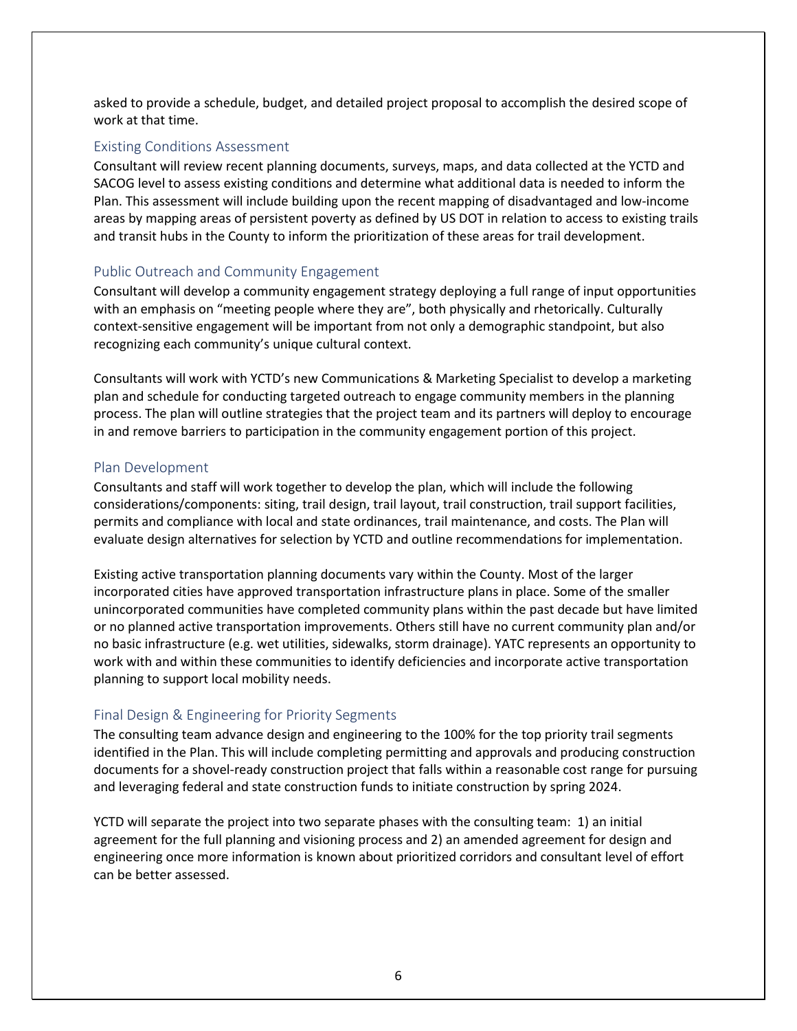asked to provide a schedule, budget, and detailed project proposal to accomplish the desired scope of work at that time.

### Existing Conditions Assessment

Consultant will review recent planning documents, surveys, maps, and data collected at the YCTD and SACOG level to assess existing conditions and determine what additional data is needed to inform the Plan. This assessment will include building upon the recent mapping of disadvantaged and low-income areas by mapping areas of persistent poverty as defined by US DOT in relation to access to existing trails and transit hubs in the County to inform the prioritization of these areas for trail development.

### Public Outreach and Community Engagement

Consultant will develop a community engagement strategy deploying a full range of input opportunities with an emphasis on "meeting people where they are", both physically and rhetorically. Culturally context-sensitive engagement will be important from not only a demographic standpoint, but also recognizing each community's unique cultural context.

Consultants will work with YCTD's new Communications & Marketing Specialist to develop a marketing plan and schedule for conducting targeted outreach to engage community members in the planning process. The plan will outline strategies that the project team and its partners will deploy to encourage in and remove barriers to participation in the community engagement portion of this project.

### Plan Development

Consultants and staff will work together to develop the plan, which will include the following considerations/components: siting, trail design, trail layout, trail construction, trail support facilities, permits and compliance with local and state ordinances, trail maintenance, and costs. The Plan will evaluate design alternatives for selection by YCTD and outline recommendations for implementation.

Existing active transportation planning documents vary within the County. Most of the larger incorporated cities have approved transportation infrastructure plans in place. Some of the smaller unincorporated communities have completed community plans within the past decade but have limited or no planned active transportation improvements. Others still have no current community plan and/or no basic infrastructure (e.g. wet utilities, sidewalks, storm drainage). YATC represents an opportunity to work with and within these communities to identify deficiencies and incorporate active transportation planning to support local mobility needs.

### Final Design & Engineering for Priority Segments

The consulting team advance design and engineering to the 100% for the top priority trail segments identified in the Plan. This will include completing permitting and approvals and producing construction documents for a shovel-ready construction project that falls within a reasonable cost range for pursuing and leveraging federal and state construction funds to initiate construction by spring 2024.

YCTD will separate the project into two separate phases with the consulting team: 1) an initial agreement for the full planning and visioning process and 2) an amended agreement for design and engineering once more information is known about prioritized corridors and consultant level of effort can be better assessed.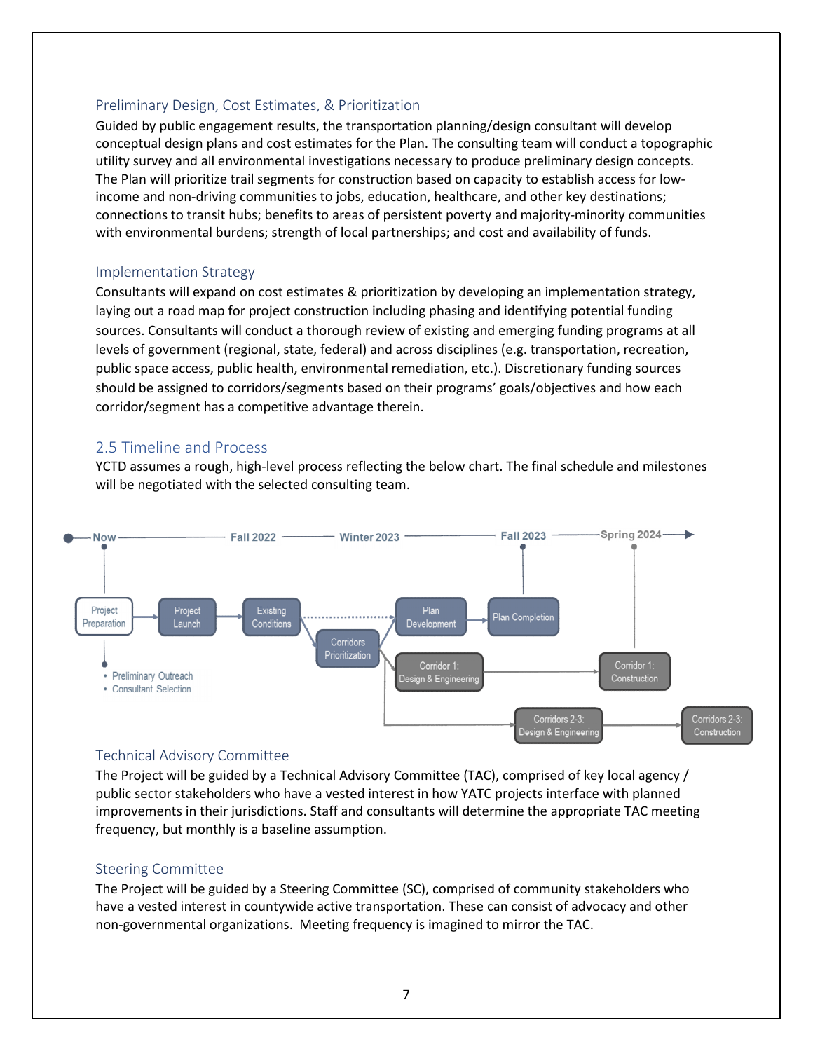### Preliminary Design, Cost Estimates, & Prioritization

Guided by public engagement results, the transportation planning/design consultant will develop conceptual design plans and cost estimates for the Plan. The consulting team will conduct a topographic utility survey and all environmental investigations necessary to produce preliminary design concepts. The Plan will prioritize trail segments for construction based on capacity to establish access for low-income and non-driving communities to jobs, education, healthcare, and other key destinations; connections to transit hubs; benefits to areas of persistent poverty and majority-minority communities with environmental burdens; strength of local partnerships; and cost and availability of funds.

### Implementation Strategy

Consultants will expand on cost estimates & prioritization by developing an implementation strategy, laying out a road map for project construction including phasing and identifying potential funding sources. Consultants will conduct a thorough review of existing and emerging funding programs at all levels of government (regional, state, federal) and across disciplines (e.g. transportation, recreation, public space access, public health, environmental remediation, etc.). Discretionary funding sources should be assigned to corridors/segments based on their programs' goals/objectives and how each corridor/segment has a competitive advantage therein.

## 2.5 Timeline and Process

YCTD assumes a rough, high-level process reflecting the below chart. The final schedule and milestones will be negotiated with the selected consulting team.

Now — Fall 2022 — Winter 2023 — Fall 2023 — Spring 2024

- Project Preparation → Project Launch → Existing Conditions → Corridors Prioritization → Plan Development → Plan Completion
  - Preliminary Outreach
  - Consultant Selection
- Corridors Prioritization → Corridor 1: Design & Engineering → Corridor 1: Construction
- Corridors Prioritization → Corridors 2-3: Design & Engineering → Corridors 2-3: Construction

### Technical Advisory Committee

The Project will be guided by a Technical Advisory Committee (TAC), comprised of key local agency / public sector stakeholders who have a vested interest in how YATC projects interface with planned improvements in their jurisdictions. Staff and consultants will determine the appropriate TAC meeting frequency, but monthly is a baseline assumption.

### Steering Committee

The Project will be guided by a Steering Committee (SC), comprised of community stakeholders who have a vested interest in countywide active transportation. These can consist of advocacy and other non-governmental organizations. Meeting frequency is imagined to mirror the TAC.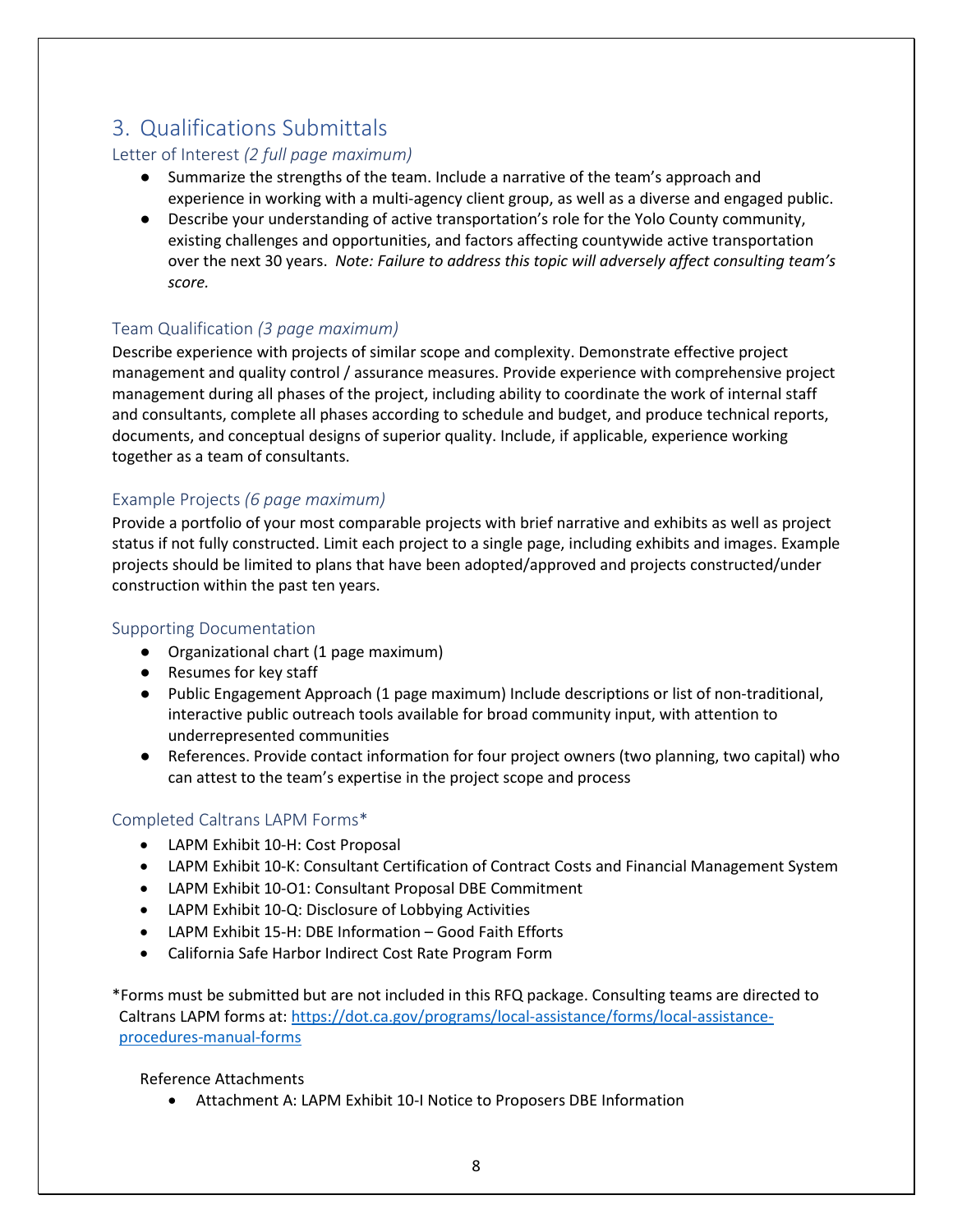## 3. Qualifications Submittals

### Letter of Interest *(2 full page maximum)*

- Summarize the strengths of the team. Include a narrative of the team's approach and experience in working with a multi-agency client group, as well as a diverse and engaged public.
- Describe your understanding of active transportation's role for the Yolo County community, existing challenges and opportunities, and factors affecting countywide active transportation over the next 30 years. *Note: Failure to address this topic will adversely affect consulting team's score.*

### Team Qualification *(3 page maximum)*

Describe experience with projects of similar scope and complexity. Demonstrate effective project management and quality control / assurance measures. Provide experience with comprehensive project management during all phases of the project, including ability to coordinate the work of internal staff and consultants, complete all phases according to schedule and budget, and produce technical reports, documents, and conceptual designs of superior quality. Include, if applicable, experience working together as a team of consultants.

### Example Projects *(6 page maximum)*

Provide a portfolio of your most comparable projects with brief narrative and exhibits as well as project status if not fully constructed. Limit each project to a single page, including exhibits and images. Example projects should be limited to plans that have been adopted/approved and projects constructed/under construction within the past ten years.

### Supporting Documentation

- Organizational chart (1 page maximum)
- Resumes for key staff
- Public Engagement Approach (1 page maximum) Include descriptions or list of non-traditional, interactive public outreach tools available for broad community input, with attention to underrepresented communities
- References. Provide contact information for four project owners (two planning, two capital) who can attest to the team's expertise in the project scope and process

### Completed Caltrans LAPM Forms*

- LAPM Exhibit 10-H: Cost Proposal
- LAPM Exhibit 10-K: Consultant Certification of Contract Costs and Financial Management System
- LAPM Exhibit 10-O1: Consultant Proposal DBE Commitment
- LAPM Exhibit 10-Q: Disclosure of Lobbying Activities
- LAPM Exhibit 15-H: DBE Information – Good Faith Efforts
- California Safe Harbor Indirect Cost Rate Program Form

*Forms must be submitted but are not included in this RFQ package. Consulting teams are directed to Caltrans LAPM forms at: https://dot.ca.gov/programs/local-assistance/forms/local-assistance-procedures-manual-forms

Reference Attachments

- Attachment A: LAPM Exhibit 10-I Notice to Proposers DBE Information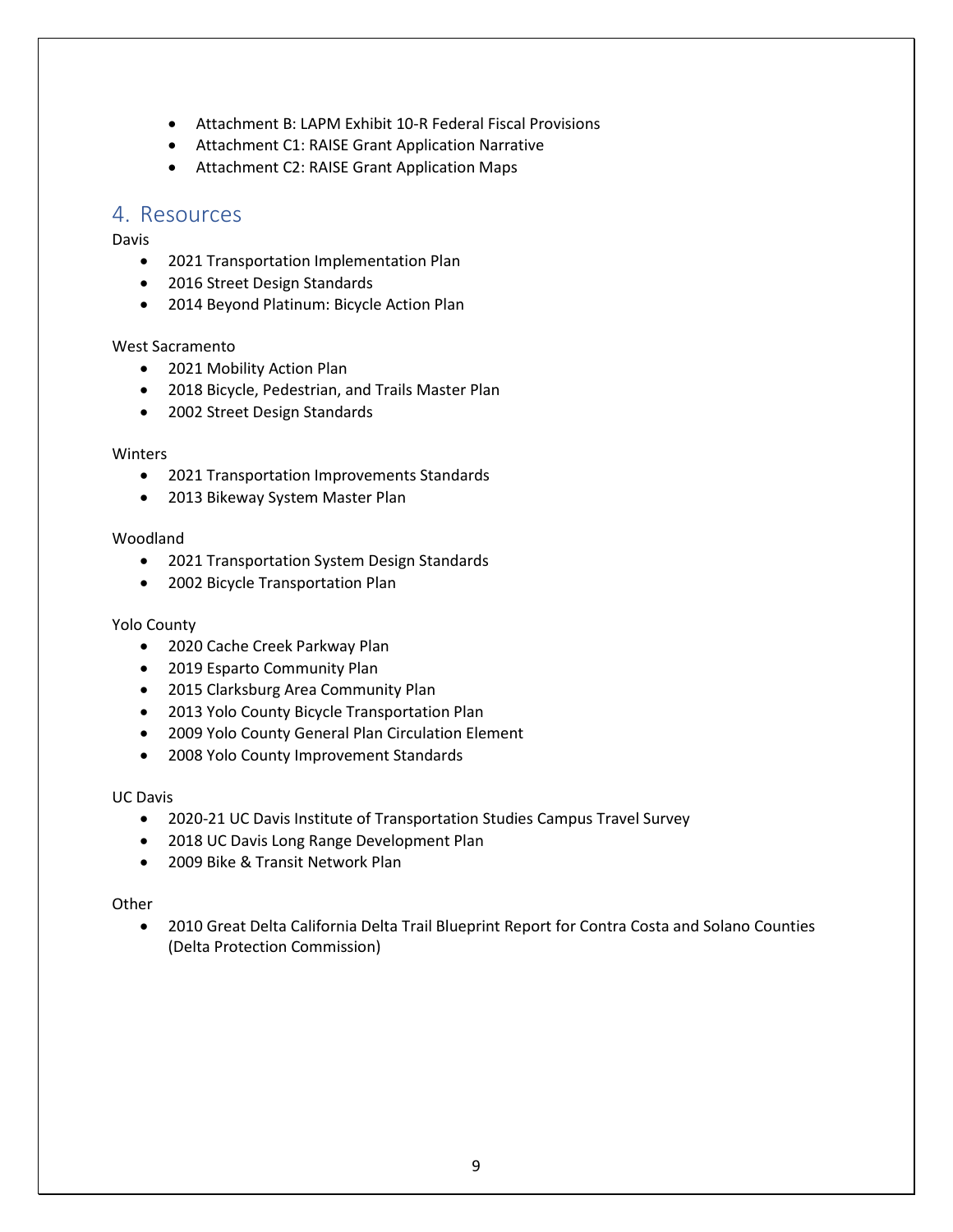- Attachment B: LAPM Exhibit 10-R Federal Fiscal Provisions
- Attachment C1: RAISE Grant Application Narrative
- Attachment C2: RAISE Grant Application Maps

## 4. Resources

Davis

- 2021 Transportation Implementation Plan
- 2016 Street Design Standards
- 2014 Beyond Platinum: Bicycle Action Plan

West Sacramento

- 2021 Mobility Action Plan
- 2018 Bicycle, Pedestrian, and Trails Master Plan
- 2002 Street Design Standards

Winters

- 2021 Transportation Improvements Standards
- 2013 Bikeway System Master Plan

Woodland

- 2021 Transportation System Design Standards
- 2002 Bicycle Transportation Plan

Yolo County

- 2020 Cache Creek Parkway Plan
- 2019 Esparto Community Plan
- 2015 Clarksburg Area Community Plan
- 2013 Yolo County Bicycle Transportation Plan
- 2009 Yolo County General Plan Circulation Element
- 2008 Yolo County Improvement Standards

UC Davis

- 2020-21 UC Davis Institute of Transportation Studies Campus Travel Survey
- 2018 UC Davis Long Range Development Plan
- 2009 Bike & Transit Network Plan

Other

- 2010 Great Delta California Delta Trail Blueprint Report for Contra Costa and Solano Counties (Delta Protection Commission)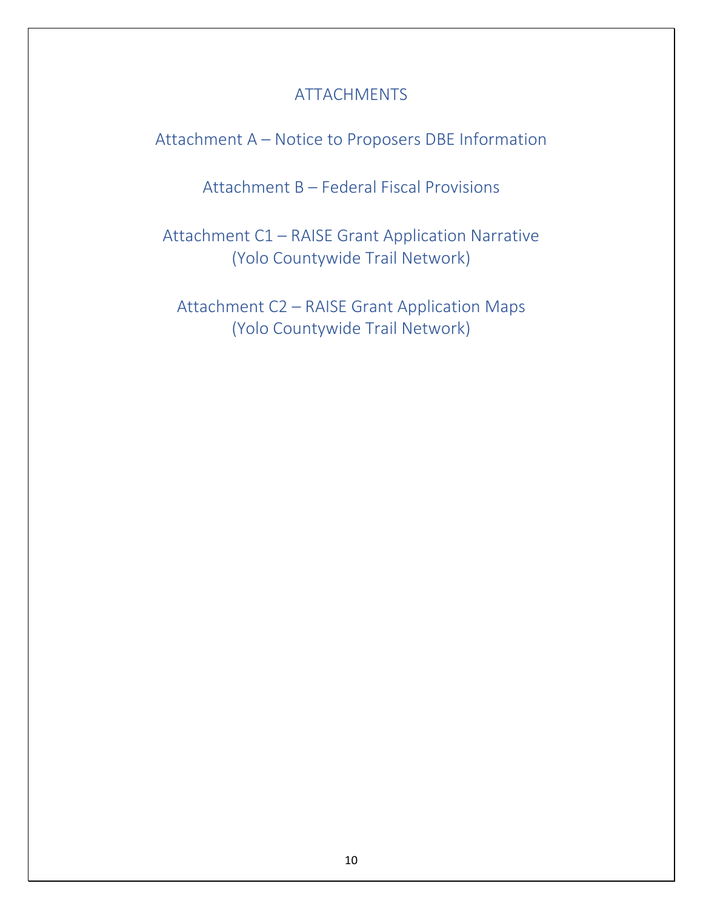# ATTACHMENTS

Attachment A – Notice to Proposers DBE Information

Attachment B – Federal Fiscal Provisions

Attachment C1 – RAISE Grant Application Narrative
(Yolo Countywide Trail Network)

Attachment C2 – RAISE Grant Application Maps
(Yolo Countywide Trail Network)